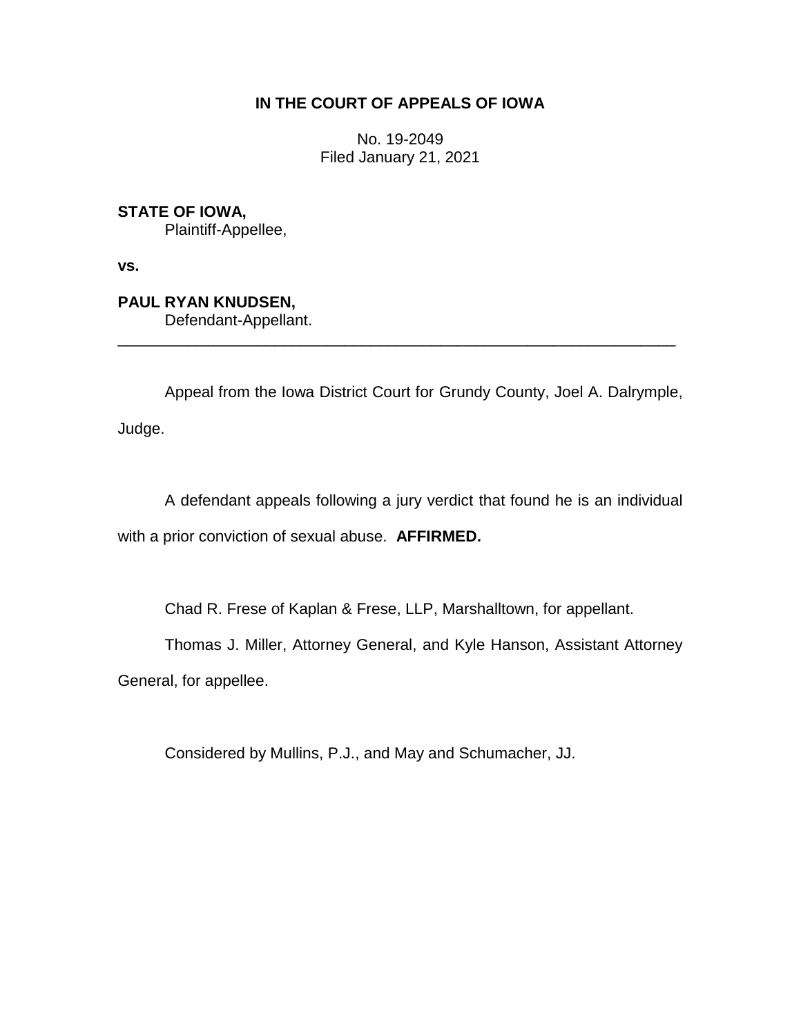# IN THE COURT OF APPEALS OF IOWA

No. 19-2049
Filed January 21, 2021

**STATE OF IOWA,**
Plaintiff-Appellee,

**vs.**

**PAUL RYAN KNUDSEN,**
Defendant-Appellant.

---

Appeal from the Iowa District Court for Grundy County, Joel A. Dalrymple, Judge.

A defendant appeals following a jury verdict that found he is an individual with a prior conviction of sexual abuse. **AFFIRMED.**

Chad R. Frese of Kaplan & Frese, LLP, Marshalltown, for appellant.

Thomas J. Miller, Attorney General, and Kyle Hanson, Assistant Attorney General, for appellee.

Considered by Mullins, P.J., and May and Schumacher, JJ.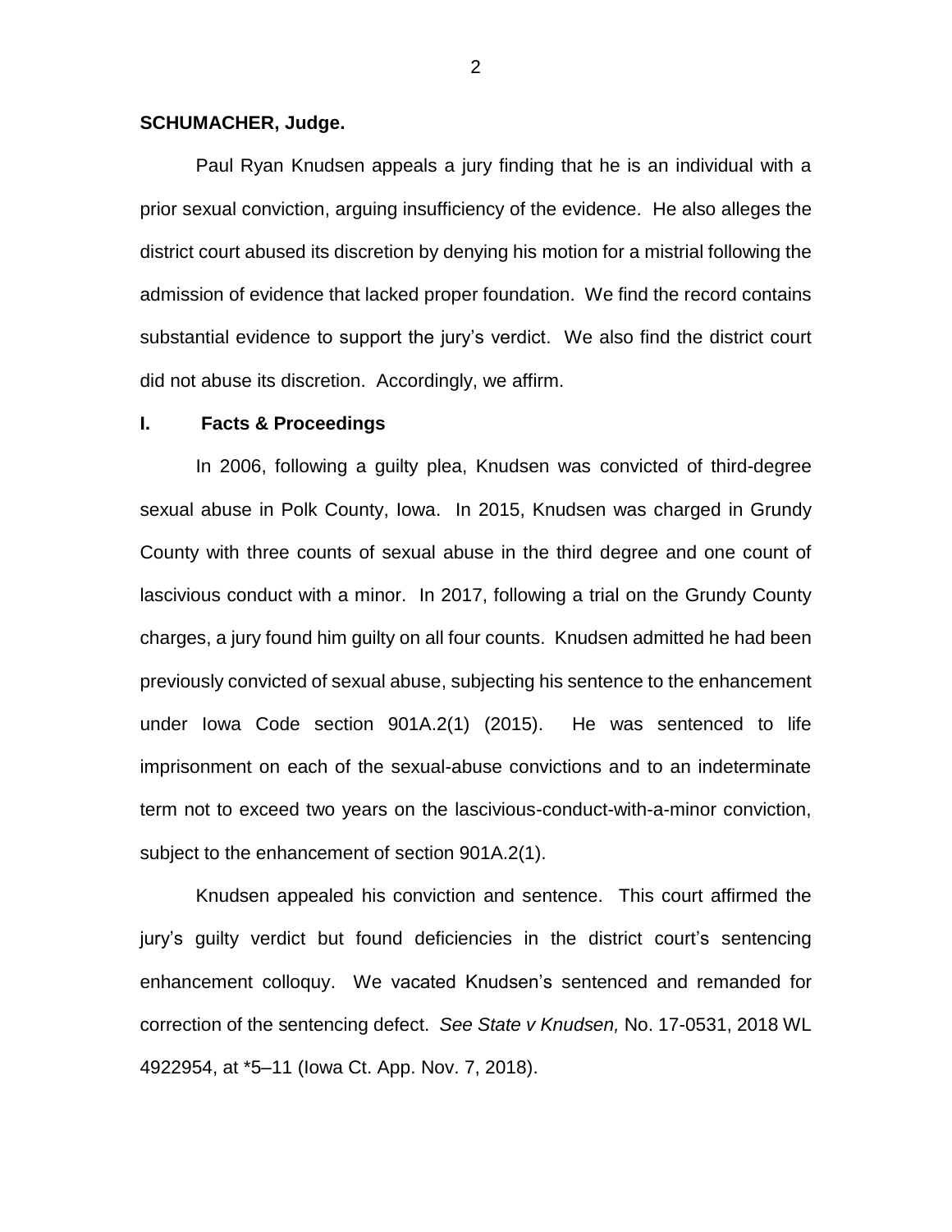**SCHUMACHER, Judge.**

Paul Ryan Knudsen appeals a jury finding that he is an individual with a prior sexual conviction, arguing insufficiency of the evidence. He also alleges the district court abused its discretion by denying his motion for a mistrial following the admission of evidence that lacked proper foundation. We find the record contains substantial evidence to support the jury's verdict. We also find the district court did not abuse its discretion. Accordingly, we affirm.

## I. Facts & Proceedings

In 2006, following a guilty plea, Knudsen was convicted of third-degree sexual abuse in Polk County, Iowa. In 2015, Knudsen was charged in Grundy County with three counts of sexual abuse in the third degree and one count of lascivious conduct with a minor. In 2017, following a trial on the Grundy County charges, a jury found him guilty on all four counts. Knudsen admitted he had been previously convicted of sexual abuse, subjecting his sentence to the enhancement under Iowa Code section 901A.2(1) (2015). He was sentenced to life imprisonment on each of the sexual-abuse convictions and to an indeterminate term not to exceed two years on the lascivious-conduct-with-a-minor conviction, subject to the enhancement of section 901A.2(1).

Knudsen appealed his conviction and sentence. This court affirmed the jury's guilty verdict but found deficiencies in the district court's sentencing enhancement colloquy. We vacated Knudsen's sentenced and remanded for correction of the sentencing defect. *See State v Knudsen,* No. 17-0531, 2018 WL 4922954, at *5–11 (Iowa Ct. App. Nov. 7, 2018).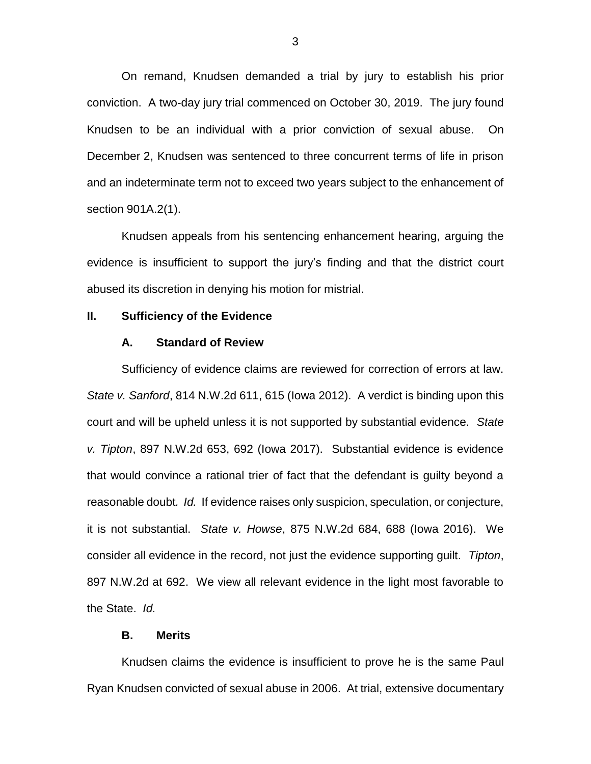On remand, Knudsen demanded a trial by jury to establish his prior conviction. A two-day jury trial commenced on October 30, 2019. The jury found Knudsen to be an individual with a prior conviction of sexual abuse. On December 2, Knudsen was sentenced to three concurrent terms of life in prison and an indeterminate term not to exceed two years subject to the enhancement of section 901A.2(1).

Knudsen appeals from his sentencing enhancement hearing, arguing the evidence is insufficient to support the jury's finding and that the district court abused its discretion in denying his motion for mistrial.

## II. Sufficiency of the Evidence

### A. Standard of Review

Sufficiency of evidence claims are reviewed for correction of errors at law. *State v. Sanford*, 814 N.W.2d 611, 615 (Iowa 2012). A verdict is binding upon this court and will be upheld unless it is not supported by substantial evidence. *State v. Tipton*, 897 N.W.2d 653, 692 (Iowa 2017). Substantial evidence is evidence that would convince a rational trier of fact that the defendant is guilty beyond a reasonable doubt. *Id.* If evidence raises only suspicion, speculation, or conjecture, it is not substantial. *State v. Howse*, 875 N.W.2d 684, 688 (Iowa 2016). We consider all evidence in the record, not just the evidence supporting guilt. *Tipton*, 897 N.W.2d at 692. We view all relevant evidence in the light most favorable to the State. *Id.*

### B. Merits

Knudsen claims the evidence is insufficient to prove he is the same Paul Ryan Knudsen convicted of sexual abuse in 2006. At trial, extensive documentary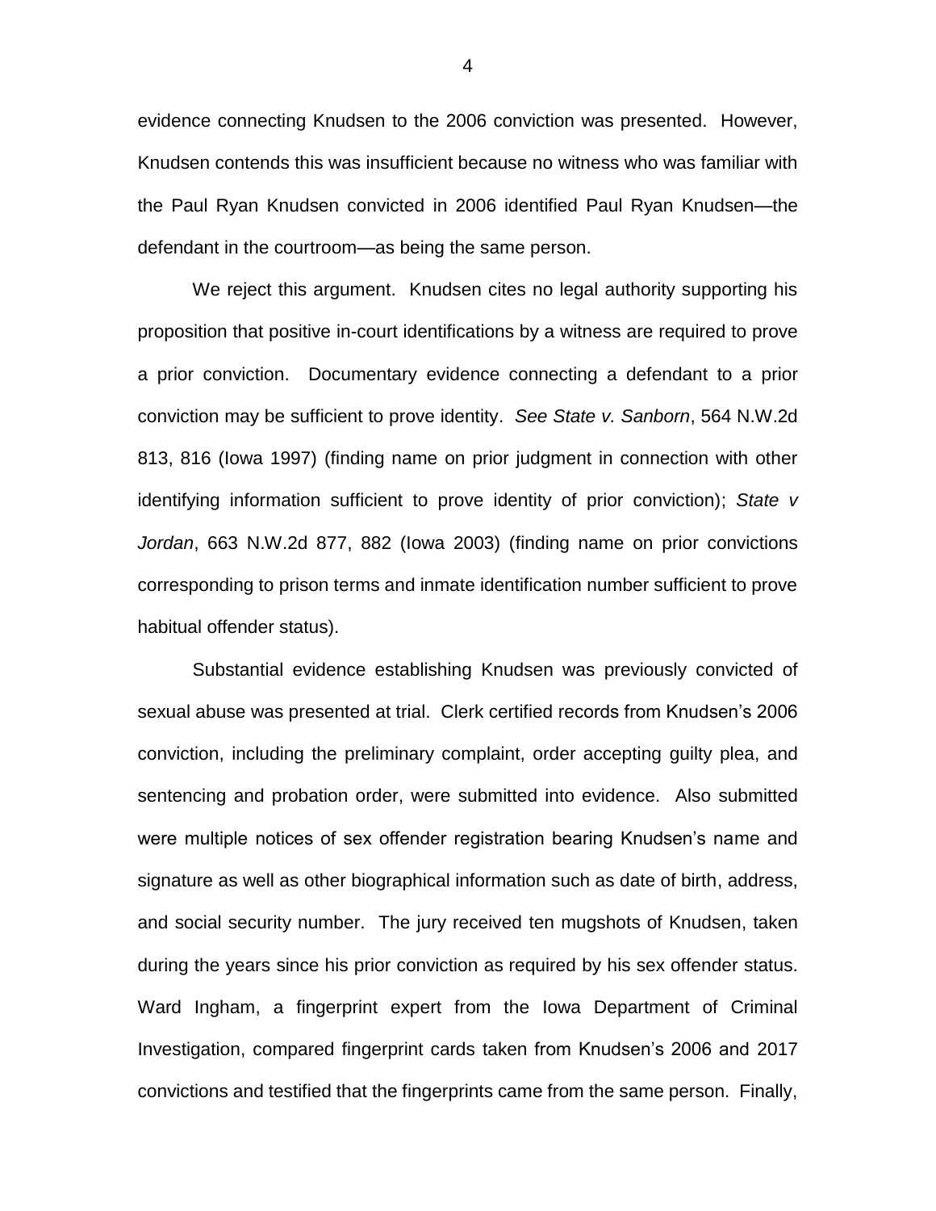evidence connecting Knudsen to the 2006 conviction was presented. However, Knudsen contends this was insufficient because no witness who was familiar with the Paul Ryan Knudsen convicted in 2006 identified Paul Ryan Knudsen—the defendant in the courtroom—as being the same person.

We reject this argument. Knudsen cites no legal authority supporting his proposition that positive in-court identifications by a witness are required to prove a prior conviction. Documentary evidence connecting a defendant to a prior conviction may be sufficient to prove identity. *See State v. Sanborn*, 564 N.W.2d 813, 816 (Iowa 1997) (finding name on prior judgment in connection with other identifying information sufficient to prove identity of prior conviction); *State v Jordan*, 663 N.W.2d 877, 882 (Iowa 2003) (finding name on prior convictions corresponding to prison terms and inmate identification number sufficient to prove habitual offender status).

Substantial evidence establishing Knudsen was previously convicted of sexual abuse was presented at trial. Clerk certified records from Knudsen's 2006 conviction, including the preliminary complaint, order accepting guilty plea, and sentencing and probation order, were submitted into evidence. Also submitted were multiple notices of sex offender registration bearing Knudsen's name and signature as well as other biographical information such as date of birth, address, and social security number. The jury received ten mugshots of Knudsen, taken during the years since his prior conviction as required by his sex offender status. Ward Ingham, a fingerprint expert from the Iowa Department of Criminal Investigation, compared fingerprint cards taken from Knudsen's 2006 and 2017 convictions and testified that the fingerprints came from the same person. Finally,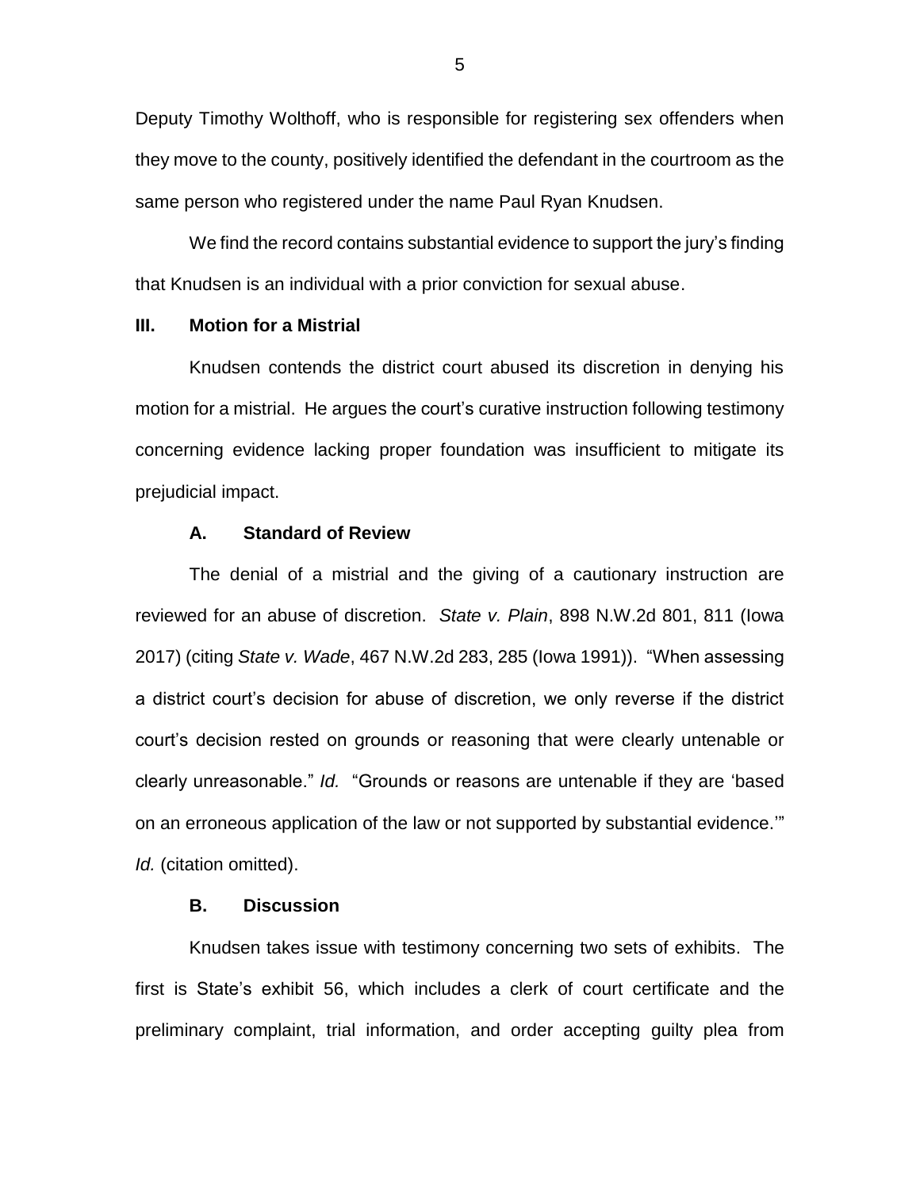Deputy Timothy Wolthoff, who is responsible for registering sex offenders when they move to the county, positively identified the defendant in the courtroom as the same person who registered under the name Paul Ryan Knudsen.

We find the record contains substantial evidence to support the jury's finding that Knudsen is an individual with a prior conviction for sexual abuse.

## III. Motion for a Mistrial

Knudsen contends the district court abused its discretion in denying his motion for a mistrial. He argues the court's curative instruction following testimony concerning evidence lacking proper foundation was insufficient to mitigate its prejudicial impact.

### A. Standard of Review

The denial of a mistrial and the giving of a cautionary instruction are reviewed for an abuse of discretion. *State v. Plain*, 898 N.W.2d 801, 811 (Iowa 2017) (citing *State v. Wade*, 467 N.W.2d 283, 285 (Iowa 1991)). "When assessing a district court's decision for abuse of discretion, we only reverse if the district court's decision rested on grounds or reasoning that were clearly untenable or clearly unreasonable." *Id.* "Grounds or reasons are untenable if they are 'based on an erroneous application of the law or not supported by substantial evidence.'" *Id.* (citation omitted).

### B. Discussion

Knudsen takes issue with testimony concerning two sets of exhibits. The first is State's exhibit 56, which includes a clerk of court certificate and the preliminary complaint, trial information, and order accepting guilty plea from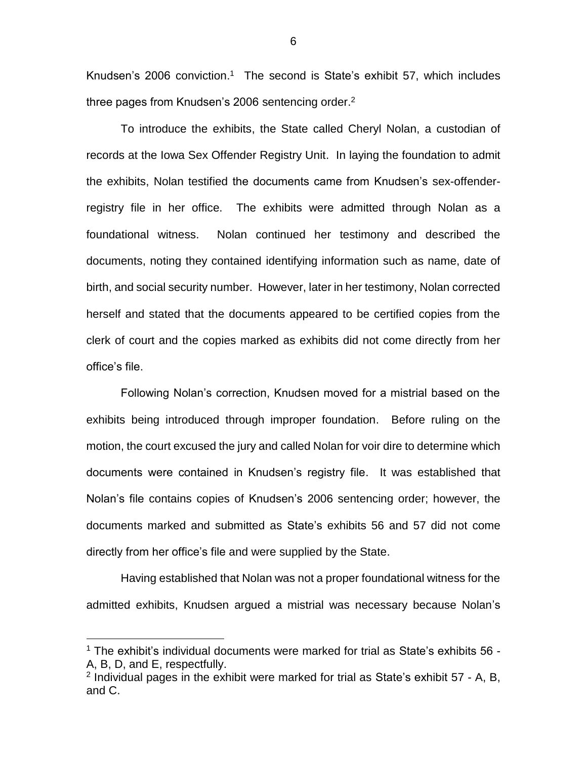Knudsen's 2006 conviction.[1] The second is State's exhibit 57, which includes three pages from Knudsen's 2006 sentencing order.[2]

To introduce the exhibits, the State called Cheryl Nolan, a custodian of records at the Iowa Sex Offender Registry Unit. In laying the foundation to admit the exhibits, Nolan testified the documents came from Knudsen's sex-offender-registry file in her office. The exhibits were admitted through Nolan as a foundational witness. Nolan continued her testimony and described the documents, noting they contained identifying information such as name, date of birth, and social security number. However, later in her testimony, Nolan corrected herself and stated that the documents appeared to be certified copies from the clerk of court and the copies marked as exhibits did not come directly from her office's file.

Following Nolan's correction, Knudsen moved for a mistrial based on the exhibits being introduced through improper foundation. Before ruling on the motion, the court excused the jury and called Nolan for voir dire to determine which documents were contained in Knudsen's registry file. It was established that Nolan's file contains copies of Knudsen's 2006 sentencing order; however, the documents marked and submitted as State's exhibits 56 and 57 did not come directly from her office's file and were supplied by the State.

Having established that Nolan was not a proper foundational witness for the admitted exhibits, Knudsen argued a mistrial was necessary because Nolan's

---

[1] The exhibit's individual documents were marked for trial as State's exhibits 56 - A, B, D, and E, respectfully.

[2] Individual pages in the exhibit were marked for trial as State's exhibit 57 - A, B, and C.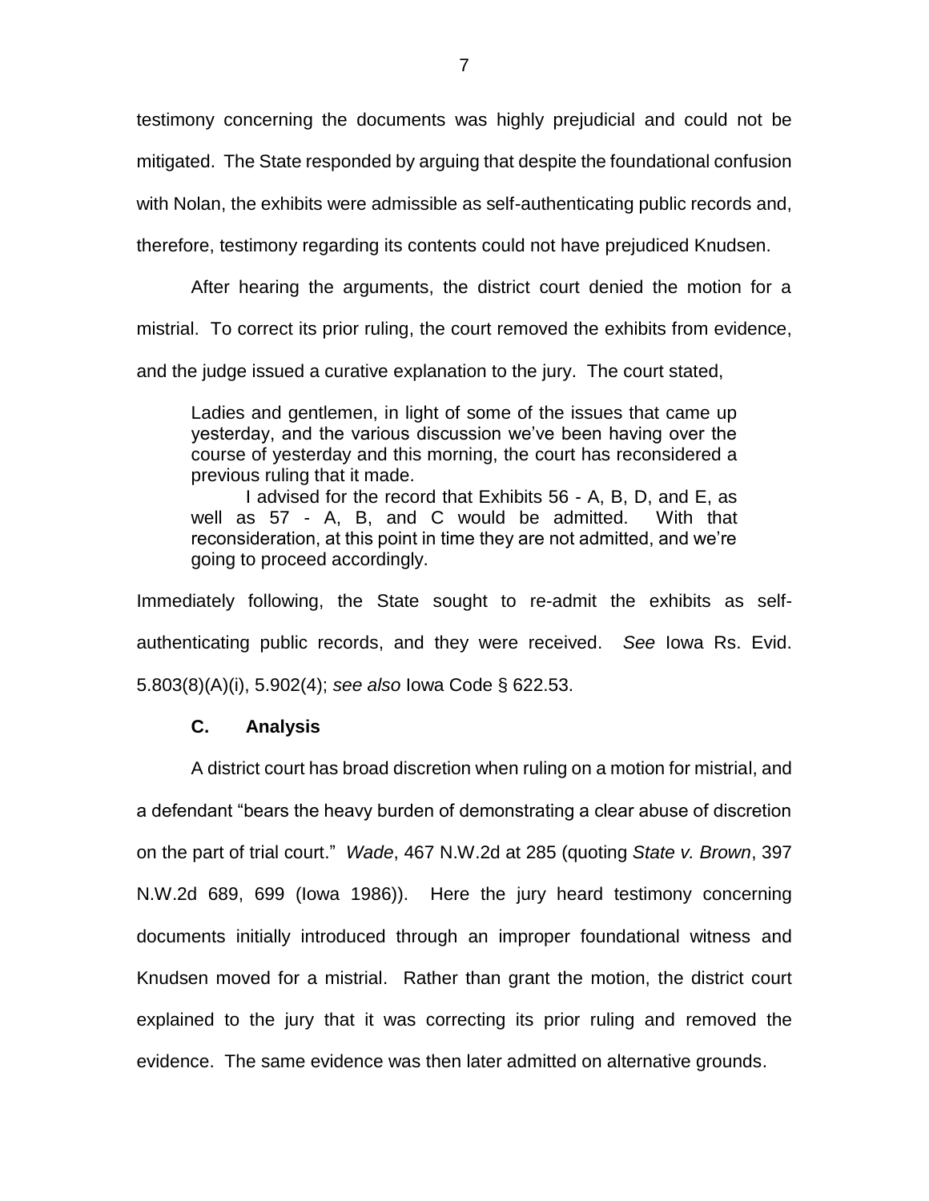testimony concerning the documents was highly prejudicial and could not be mitigated. The State responded by arguing that despite the foundational confusion with Nolan, the exhibits were admissible as self-authenticating public records and, therefore, testimony regarding its contents could not have prejudiced Knudsen.

After hearing the arguments, the district court denied the motion for a mistrial. To correct its prior ruling, the court removed the exhibits from evidence, and the judge issued a curative explanation to the jury. The court stated,

> Ladies and gentlemen, in light of some of the issues that came up yesterday, and the various discussion we've been having over the course of yesterday and this morning, the court has reconsidered a previous ruling that it made.
>
> I advised for the record that Exhibits 56 - A, B, D, and E, as well as 57 - A, B, and C would be admitted. With that reconsideration, at this point in time they are not admitted, and we're going to proceed accordingly.

Immediately following, the State sought to re-admit the exhibits as self-authenticating public records, and they were received. *See* Iowa Rs. Evid. 5.803(8)(A)(i), 5.902(4); *see also* Iowa Code § 622.53.

### C. Analysis

A district court has broad discretion when ruling on a motion for mistrial, and a defendant "bears the heavy burden of demonstrating a clear abuse of discretion on the part of trial court." *Wade*, 467 N.W.2d at 285 (quoting *State v. Brown*, 397 N.W.2d 689, 699 (Iowa 1986)). Here the jury heard testimony concerning documents initially introduced through an improper foundational witness and Knudsen moved for a mistrial. Rather than grant the motion, the district court explained to the jury that it was correcting its prior ruling and removed the evidence. The same evidence was then later admitted on alternative grounds.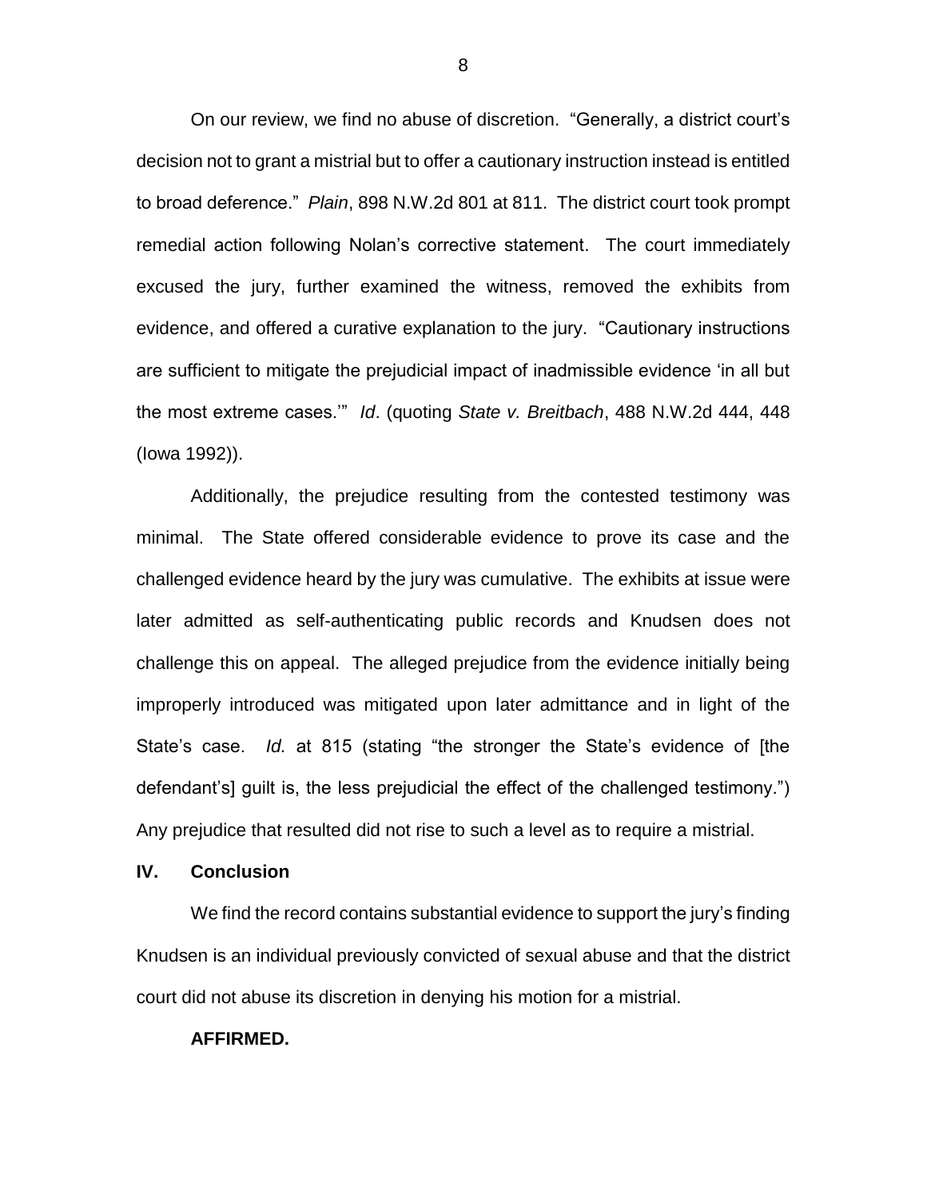On our review, we find no abuse of discretion. "Generally, a district court's decision not to grant a mistrial but to offer a cautionary instruction instead is entitled to broad deference." *Plain*, 898 N.W.2d 801 at 811. The district court took prompt remedial action following Nolan's corrective statement. The court immediately excused the jury, further examined the witness, removed the exhibits from evidence, and offered a curative explanation to the jury. "Cautionary instructions are sufficient to mitigate the prejudicial impact of inadmissible evidence 'in all but the most extreme cases.'" *Id*. (quoting *State v. Breitbach*, 488 N.W.2d 444, 448 (Iowa 1992)).

Additionally, the prejudice resulting from the contested testimony was minimal. The State offered considerable evidence to prove its case and the challenged evidence heard by the jury was cumulative. The exhibits at issue were later admitted as self-authenticating public records and Knudsen does not challenge this on appeal. The alleged prejudice from the evidence initially being improperly introduced was mitigated upon later admittance and in light of the State's case. *Id.* at 815 (stating "the stronger the State's evidence of [the defendant's] guilt is, the less prejudicial the effect of the challenged testimony.") Any prejudice that resulted did not rise to such a level as to require a mistrial.

## IV. Conclusion

We find the record contains substantial evidence to support the jury's finding Knudsen is an individual previously convicted of sexual abuse and that the district court did not abuse its discretion in denying his motion for a mistrial.

**AFFIRMED.**